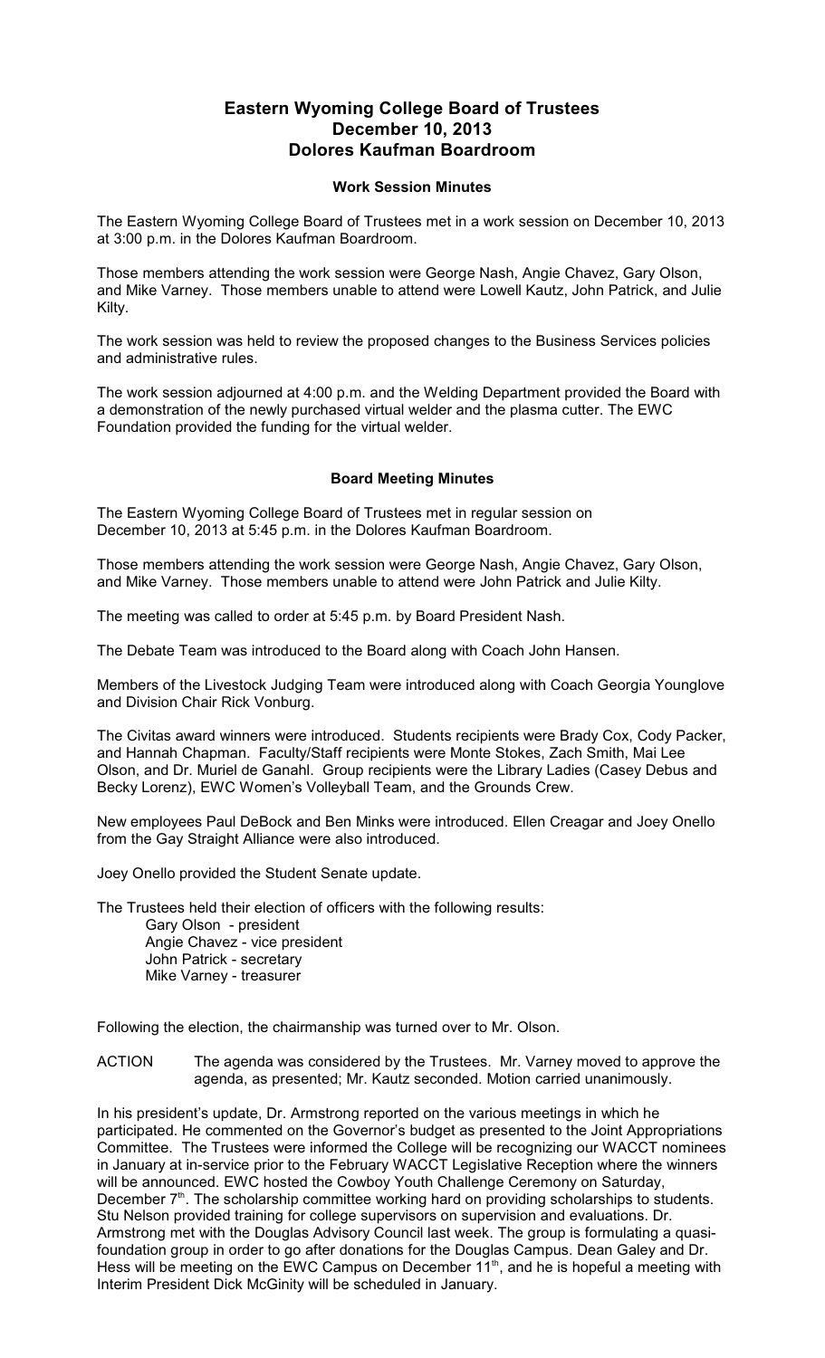# Eastern Wyoming College Board of Trustees
# December 10, 2013
# Dolores Kaufman Boardroom

### Work Session Minutes

The Eastern Wyoming College Board of Trustees met in a work session on December 10, 2013 at 3:00 p.m. in the Dolores Kaufman Boardroom.

Those members attending the work session were George Nash, Angie Chavez, Gary Olson, and Mike Varney. Those members unable to attend were Lowell Kautz, John Patrick, and Julie Kilty.

The work session was held to review the proposed changes to the Business Services policies and administrative rules.

The work session adjourned at 4:00 p.m. and the Welding Department provided the Board with a demonstration of the newly purchased virtual welder and the plasma cutter. The EWC Foundation provided the funding for the virtual welder.

### Board Meeting Minutes

The Eastern Wyoming College Board of Trustees met in regular session on December 10, 2013 at 5:45 p.m. in the Dolores Kaufman Boardroom.

Those members attending the work session were George Nash, Angie Chavez, Gary Olson, and Mike Varney. Those members unable to attend were John Patrick and Julie Kilty.

The meeting was called to order at 5:45 p.m. by Board President Nash.

The Debate Team was introduced to the Board along with Coach John Hansen.

Members of the Livestock Judging Team were introduced along with Coach Georgia Younglove and Division Chair Rick Vonburg.

The Civitas award winners were introduced. Students recipients were Brady Cox, Cody Packer, and Hannah Chapman. Faculty/Staff recipients were Monte Stokes, Zach Smith, Mai Lee Olson, and Dr. Muriel de Ganahl. Group recipients were the Library Ladies (Casey Debus and Becky Lorenz), EWC Women's Volleyball Team, and the Grounds Crew.

New employees Paul DeBock and Ben Minks were introduced. Ellen Creagar and Joey Onello from the Gay Straight Alliance were also introduced.

Joey Onello provided the Student Senate update.

The Trustees held their election of officers with the following results:

- Gary Olson - president
- Angie Chavez - vice president
- John Patrick - secretary
- Mike Varney - treasurer

Following the election, the chairmanship was turned over to Mr. Olson.

ACTION The agenda was considered by the Trustees. Mr. Varney moved to approve the agenda, as presented; Mr. Kautz seconded. Motion carried unanimously.

In his president's update, Dr. Armstrong reported on the various meetings in which he participated. He commented on the Governor's budget as presented to the Joint Appropriations Committee. The Trustees were informed the College will be recognizing our WACCT nominees in January at in-service prior to the February WACCT Legislative Reception where the winners will be announced. EWC hosted the Cowboy Youth Challenge Ceremony on Saturday, December 7th. The scholarship committee working hard on providing scholarships to students. Stu Nelson provided training for college supervisors on supervision and evaluations. Dr. Armstrong met with the Douglas Advisory Council last week. The group is formulating a quasi-foundation group in order to go after donations for the Douglas Campus. Dean Galey and Dr. Hess will be meeting on the EWC Campus on December 11th, and he is hopeful a meeting with Interim President Dick McGinity will be scheduled in January.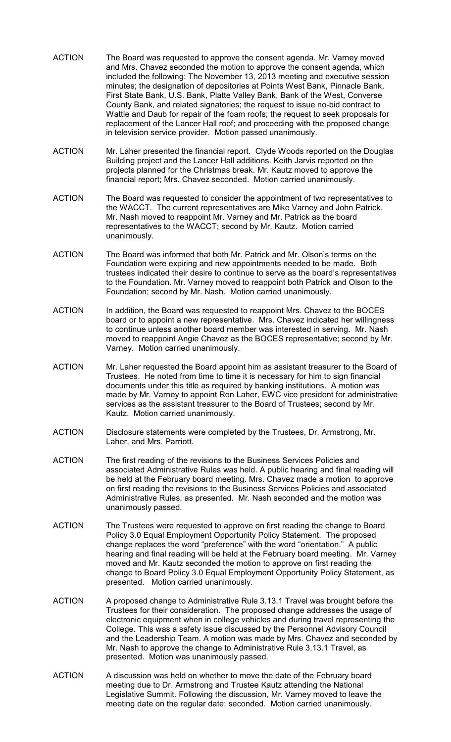ACTION The Board was requested to approve the consent agenda. Mr. Varney moved and Mrs. Chavez seconded the motion to approve the consent agenda, which included the following: The November 13, 2013 meeting and executive session minutes; the designation of depositories at Points West Bank, Pinnacle Bank, First State Bank, U.S. Bank, Platte Valley Bank, Bank of the West, Converse County Bank, and related signatories; the request to issue no-bid contract to Wattle and Daub for repair of the foam roofs; the request to seek proposals for replacement of the Lancer Hall roof; and proceeding with the proposed change in television service provider. Motion passed unanimously.

ACTION Mr. Laher presented the financial report. Clyde Woods reported on the Douglas Building project and the Lancer Hall additions. Keith Jarvis reported on the projects planned for the Christmas break. Mr. Kautz moved to approve the financial report; Mrs. Chavez seconded. Motion carried unanimously.

ACTION The Board was requested to consider the appointment of two representatives to the WACCT. The current representatives are Mike Varney and John Patrick. Mr. Nash moved to reappoint Mr. Varney and Mr. Patrick as the board representatives to the WACCT; second by Mr. Kautz. Motion carried unanimously.

ACTION The Board was informed that both Mr. Patrick and Mr. Olson's terms on the Foundation were expiring and new appointments needed to be made. Both trustees indicated their desire to continue to serve as the board's representatives to the Foundation. Mr. Varney moved to reappoint both Patrick and Olson to the Foundation; second by Mr. Nash. Motion carried unanimously.

ACTION In addition, the Board was requested to reappoint Mrs. Chavez to the BOCES board or to appoint a new representative. Mrs. Chavez indicated her willingness to continue unless another board member was interested in serving. Mr. Nash moved to reappoint Angie Chavez as the BOCES representative; second by Mr. Varney. Motion carried unanimously.

ACTION Mr. Laher requested the Board appoint him as assistant treasurer to the Board of Trustees. He noted from time to time it is necessary for him to sign financial documents under this title as required by banking institutions. A motion was made by Mr. Varney to appoint Ron Laher, EWC vice president for administrative services as the assistant treasurer to the Board of Trustees; second by Mr. Kautz. Motion carried unanimously.

ACTION Disclosure statements were completed by the Trustees, Dr. Armstrong, Mr. Laher, and Mrs. Parriott.

ACTION The first reading of the revisions to the Business Services Policies and associated Administrative Rules was held. A public hearing and final reading will be held at the February board meeting. Mrs. Chavez made a motion to approve on first reading the revisions to the Business Services Policies and associated Administrative Rules, as presented. Mr. Nash seconded and the motion was unanimously passed.

ACTION The Trustees were requested to approve on first reading the change to Board Policy 3.0 Equal Employment Opportunity Policy Statement. The proposed change replaces the word "preference" with the word "orientation." A public hearing and final reading will be held at the February board meeting. Mr. Varney moved and Mr. Kautz seconded the motion to approve on first reading the change to Board Policy 3.0 Equal Employment Opportunity Policy Statement, as presented. Motion carried unanimously.

ACTION A proposed change to Administrative Rule 3.13.1 Travel was brought before the Trustees for their consideration. The proposed change addresses the usage of electronic equipment when in college vehicles and during travel representing the College. This was a safety issue discussed by the Personnel Advisory Council and the Leadership Team. A motion was made by Mrs. Chavez and seconded by Mr. Nash to approve the change to Administrative Rule 3.13.1 Travel, as presented. Motion was unanimously passed.

ACTION A discussion was held on whether to move the date of the February board meeting due to Dr. Armstrong and Trustee Kautz attending the National Legislative Summit. Following the discussion, Mr. Varney moved to leave the meeting date on the regular date; seconded. Motion carried unanimously.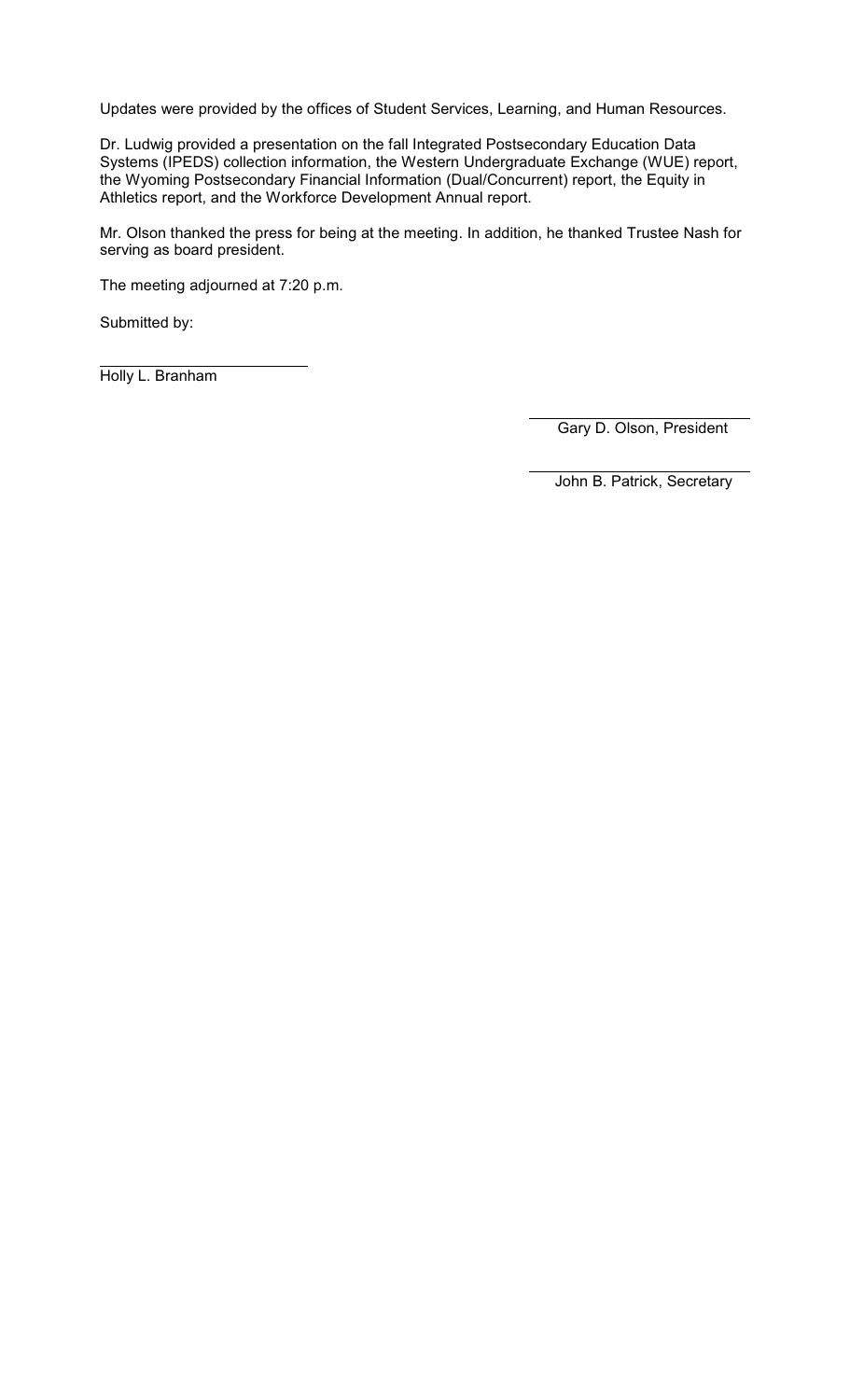Updates were provided by the offices of Student Services, Learning, and Human Resources.

Dr. Ludwig provided a presentation on the fall Integrated Postsecondary Education Data Systems (IPEDS) collection information, the Western Undergraduate Exchange (WUE) report, the Wyoming Postsecondary Financial Information (Dual/Concurrent) report, the Equity in Athletics report, and the Workforce Development Annual report.

Mr. Olson thanked the press for being at the meeting. In addition, he thanked Trustee Nash for serving as board president.

The meeting adjourned at 7:20 p.m.

Submitted by:

\_\_\_\_\_\_\_\_\_\_\_\_\_\_\_\_\_\_\_\_\_\_\_\_\_\_
Holly L. Branham

\_\_\_\_\_\_\_\_\_\_\_\_\_\_\_\_\_\_\_\_\_\_\_\_\_\_
Gary D. Olson, President

\_\_\_\_\_\_\_\_\_\_\_\_\_\_\_\_\_\_\_\_\_\_\_\_\_\_
John B. Patrick, Secretary